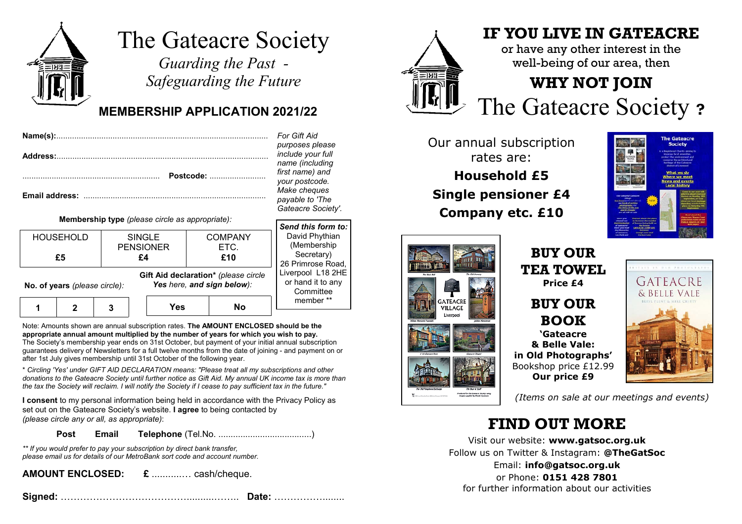# The Gateacre Society

*Guarding the Past - Safeguarding the Future*

## MEMBERSHIP APPLICATION 2021/22

**Name(s):**............................................................................................

**Address:**............................................................................................

............................................................ **Postcode:** .........................

**Email address:** ................................................................................

*For Gift Aid purposes please include your full name (including first name) and your postcode. Make cheques payable to 'The Gateacre Society'.*

**Membership type** *(please circle as appropriate):*

| HOUSEHOLD £5 | SINGLE PENSIONER £4 | COMPANY ETC. £10 |
|---|---|---|

***Send this form to:*** David Phythian (Membership Secretary) 26 Primrose Road, Liverpool L18 2HE or hand it to any Committee member **

**No. of years** *(please circle):*

| 1 | 2 | 3 |
|---|---|---|

**Gift Aid declaration*** *(please circle **Yes** here, and sign below):*

| Yes | No |
|---|---|

Note: Amounts shown are annual subscription rates. **The AMOUNT ENCLOSED should be the appropriate annual amount multiplied by the number of years for which you wish to pay.** The Society's membership year ends on 31st October, but payment of your initial annual subscription guarantees delivery of Newsletters for a full twelve months from the date of joining - and payment on or after 1st July gives membership until 31st October of the following year.

* *Circling 'Yes' under GIFT AID DECLARATION means: "Please treat all my subscriptions and other donations to the Gateacre Society until further notice as Gift Aid. My annual UK income tax is more than the tax the Society will reclaim. I will notify the Society if I cease to pay sufficient tax in the future."*

**I consent** to my personal information being held in accordance with the Privacy Policy as set out on the Gateacre Society's website. **I agree** to being contacted by *(please circle any or all, as appropriate)*:

**Post** **Email** **Telephone** (Tel.No. ......................................)

*** If you would prefer to pay your subscription by direct bank transfer, please email us for details of our MetroBank sort code and account number.*

**AMOUNT ENCLOSED:** **£** ............. cash/cheque.

**Signed:** ................................................................ **Date:** .......................

# IF YOU LIVE IN GATEACRE

or have any other interest in the well-being of our area, then

## WHY NOT JOIN The Gateacre Society ?

Our annual subscription rates are:

**Household £5**
**Single pensioner £4**
**Company etc. £10**

## BUY OUR TEA TOWEL

**Price £4**

## BUY OUR BOOK

**'Gateacre & Belle Vale: in Old Photographs'**
Bookshop price £12.99
**Our price £9**

*(Items on sale at our meetings and events)*

## FIND OUT MORE

Visit our website: **www.gatsoc.org.uk**
Follow us on Twitter & Instagram: **@TheGatSoc**
Email: **info@gatsoc.org.uk**
or Phone: **0151 428 7801**
for further information about our activities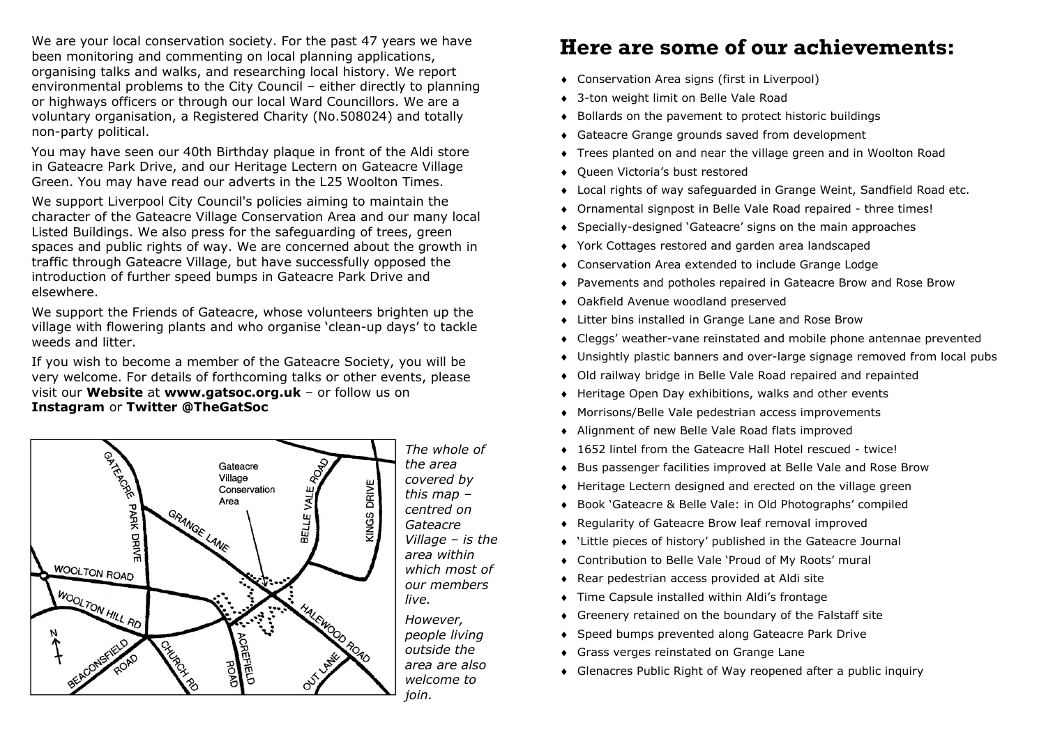We are your local conservation society. For the past 47 years we have been monitoring and commenting on local planning applications, organising talks and walks, and researching local history. We report environmental problems to the City Council – either directly to planning or highways officers or through our local Ward Councillors. We are a voluntary organisation, a Registered Charity (No.508024) and totally non-party political.

You may have seen our 40th Birthday plaque in front of the Aldi store in Gateacre Park Drive, and our Heritage Lectern on Gateacre Village Green. You may have read our adverts in the L25 Woolton Times.

We support Liverpool City Council's policies aiming to maintain the character of the Gateacre Village Conservation Area and our many local Listed Buildings. We also press for the safeguarding of trees, green spaces and public rights of way. We are concerned about the growth in traffic through Gateacre Village, but have successfully opposed the introduction of further speed bumps in Gateacre Park Drive and elsewhere.

We support the Friends of Gateacre, whose volunteers brighten up the village with flowering plants and who organise 'clean-up days' to tackle weeds and litter.

If you wish to become a member of the Gateacre Society, you will be very welcome. For details of forthcoming talks or other events, please visit our **Website** at **www.gatsoc.org.uk** – or follow us on **Instagram** or **Twitter @TheGatSoc**

Gateacre Village Conservation Area
GATEACRE PARK DRIVE
GRANGE LANE
BELLE VALE ROAD
KINGS DRIVE
WOOLTON ROAD
WOOLTON HILL RD
HALEWOOD ROAD
BEACONSFIELD ROAD
CHURCH RD
ACREFIELD ROAD
OUT LANE
N

*The whole of the area covered by this map – centred on Gateacre Village – is the area within which most of our members live.*

*However, people living outside the area are also welcome to join.*

# Here are some of our achievements:

- Conservation Area signs (first in Liverpool)
- 3-ton weight limit on Belle Vale Road
- Bollards on the pavement to protect historic buildings
- Gateacre Grange grounds saved from development
- Trees planted on and near the village green and in Woolton Road
- Queen Victoria's bust restored
- Local rights of way safeguarded in Grange Weint, Sandfield Road etc.
- Ornamental signpost in Belle Vale Road repaired - three times!
- Specially-designed 'Gateacre' signs on the main approaches
- York Cottages restored and garden area landscaped
- Conservation Area extended to include Grange Lodge
- Pavements and potholes repaired in Gateacre Brow and Rose Brow
- Oakfield Avenue woodland preserved
- Litter bins installed in Grange Lane and Rose Brow
- Cleggs' weather-vane reinstated and mobile phone antennae prevented
- Unsightly plastic banners and over-large signage removed from local pubs
- Old railway bridge in Belle Vale Road repaired and repainted
- Heritage Open Day exhibitions, walks and other events
- Morrisons/Belle Vale pedestrian access improvements
- Alignment of new Belle Vale Road flats improved
- 1652 lintel from the Gateacre Hall Hotel rescued - twice!
- Bus passenger facilities improved at Belle Vale and Rose Brow
- Heritage Lectern designed and erected on the village green
- Book 'Gateacre & Belle Vale: in Old Photographs' compiled
- Regularity of Gateacre Brow leaf removal improved
- 'Little pieces of history' published in the Gateacre Journal
- Contribution to Belle Vale 'Proud of My Roots' mural
- Rear pedestrian access provided at Aldi site
- Time Capsule installed within Aldi's frontage
- Greenery retained on the boundary of the Falstaff site
- Speed bumps prevented along Gateacre Park Drive
- Grass verges reinstated on Grange Lane
- Glenacres Public Right of Way reopened after a public inquiry